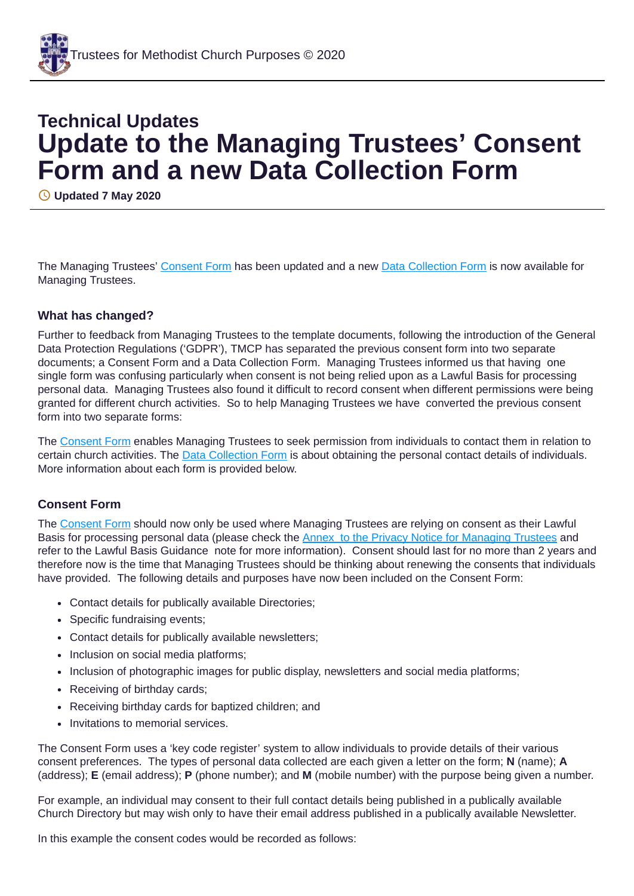# Technical Updates

# Update to the Managing Trustees' Consent Form and a new Data Collection Form

**Updated 7 May 2020**

The Managing Trustees' Consent Form has been updated and a new Data Collection Form is now available for Managing Trustees.

### What has changed?

Further to feedback from Managing Trustees to the template documents, following the introduction of the General Data Protection Regulations ('GDPR'), TMCP has separated the previous consent form into two separate documents; a Consent Form and a Data Collection Form. Managing Trustees informed us that having one single form was confusing particularly when consent is not being relied upon as a Lawful Basis for processing personal data. Managing Trustees also found it difficult to record consent when different permissions were being granted for different church activities. So to help Managing Trustees we have converted the previous consent form into two separate forms:

The Consent Form enables Managing Trustees to seek permission from individuals to contact them in relation to certain church activities. The Data Collection Form is about obtaining the personal contact details of individuals. More information about each form is provided below.

### Consent Form

The Consent Form should now only be used where Managing Trustees are relying on consent as their Lawful Basis for processing personal data (please check the Annex to the Privacy Notice for Managing Trustees and refer to the Lawful Basis Guidance note for more information). Consent should last for no more than 2 years and therefore now is the time that Managing Trustees should be thinking about renewing the consents that individuals have provided. The following details and purposes have now been included on the Consent Form:

- Contact details for publically available Directories;
- Specific fundraising events;
- Contact details for publically available newsletters;
- Inclusion on social media platforms;
- Inclusion of photographic images for public display, newsletters and social media platforms;
- Receiving of birthday cards;
- Receiving birthday cards for baptized children; and
- Invitations to memorial services.

The Consent Form uses a 'key code register' system to allow individuals to provide details of their various consent preferences. The types of personal data collected are each given a letter on the form; **N** (name); **A** (address); **E** (email address); **P** (phone number); and **M** (mobile number) with the purpose being given a number.

For example, an individual may consent to their full contact details being published in a publically available Church Directory but may wish only to have their email address published in a publically available Newsletter.

In this example the consent codes would be recorded as follows: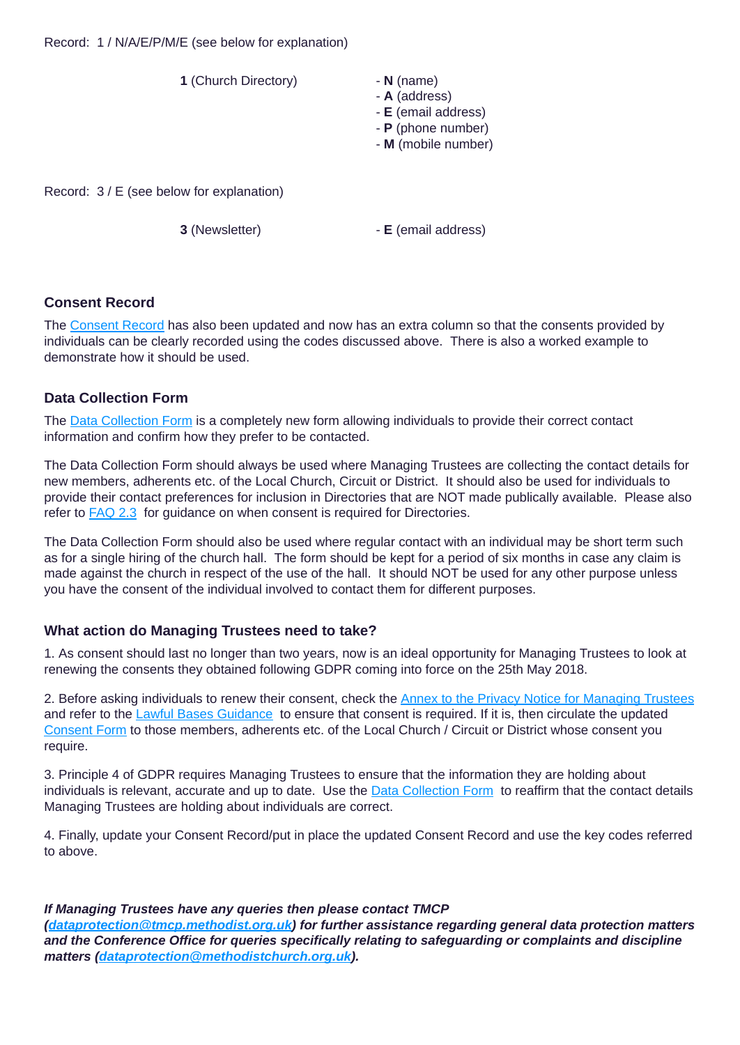Record: 1 / N/A/E/P/M/E (see below for explanation)

**1** (Church Directory)

- **N** (name)
- **A** (address)
- **E** (email address)
- **P** (phone number)
- **M** (mobile number)

Record: 3 / E (see below for explanation)

**3** (Newsletter)

- **E** (email address)

### Consent Record

The Consent Record has also been updated and now has an extra column so that the consents provided by individuals can be clearly recorded using the codes discussed above. There is also a worked example to demonstrate how it should be used.

### Data Collection Form

The Data Collection Form is a completely new form allowing individuals to provide their correct contact information and confirm how they prefer to be contacted.

The Data Collection Form should always be used where Managing Trustees are collecting the contact details for new members, adherents etc. of the Local Church, Circuit or District. It should also be used for individuals to provide their contact preferences for inclusion in Directories that are NOT made publically available. Please also refer to FAQ 2.3 for guidance on when consent is required for Directories.

The Data Collection Form should also be used where regular contact with an individual may be short term such as for a single hiring of the church hall. The form should be kept for a period of six months in case any claim is made against the church in respect of the use of the hall. It should NOT be used for any other purpose unless you have the consent of the individual involved to contact them for different purposes.

### What action do Managing Trustees need to take?

1. As consent should last no longer than two years, now is an ideal opportunity for Managing Trustees to look at renewing the consents they obtained following GDPR coming into force on the 25th May 2018.

2. Before asking individuals to renew their consent, check the Annex to the Privacy Notice for Managing Trustees and refer to the Lawful Bases Guidance to ensure that consent is required. If it is, then circulate the updated Consent Form to those members, adherents etc. of the Local Church / Circuit or District whose consent you require.

3. Principle 4 of GDPR requires Managing Trustees to ensure that the information they are holding about individuals is relevant, accurate and up to date. Use the Data Collection Form to reaffirm that the contact details Managing Trustees are holding about individuals are correct.

4. Finally, update your Consent Record/put in place the updated Consent Record and use the key codes referred to above.

***If Managing Trustees have any queries then please contact TMCP (dataprotection@tmcp.methodist.org.uk) for further assistance regarding general data protection matters and the Conference Office for queries specifically relating to safeguarding or complaints and discipline matters (dataprotection@methodistchurch.org.uk).***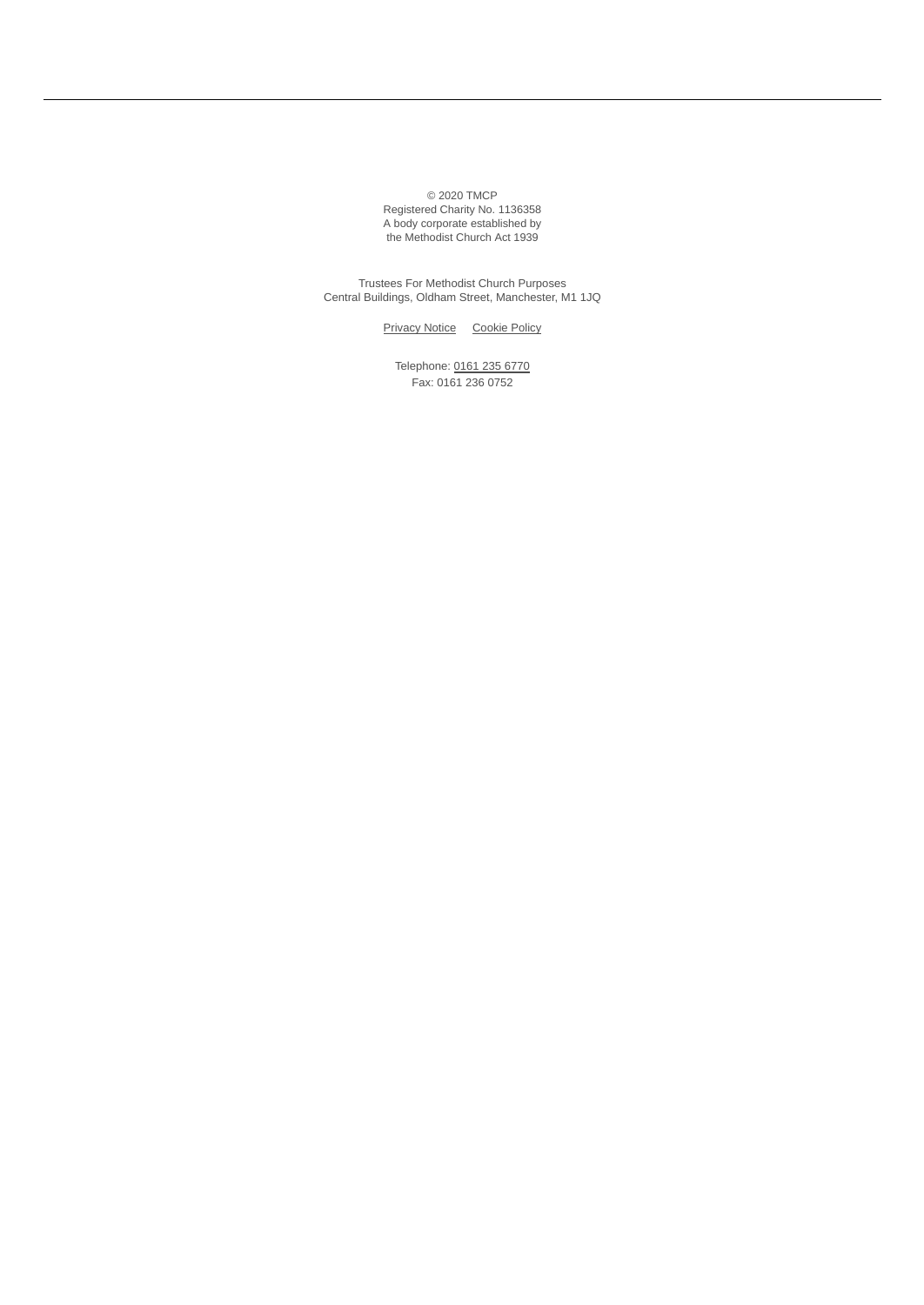---

© 2020 TMCP
Registered Charity No. 1136358
A body corporate established by
the Methodist Church Act 1939

Trustees For Methodist Church Purposes
Central Buildings, Oldham Street, Manchester, M1 1JQ

Privacy Notice  Cookie Policy

Telephone: 0161 235 6770
Fax: 0161 236 0752